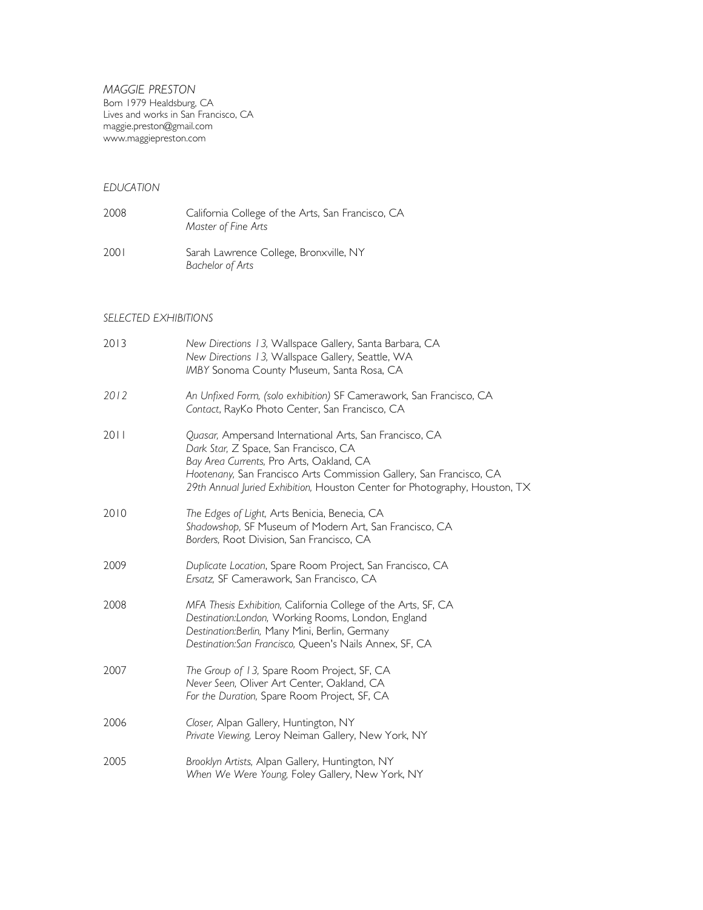*MAGGIE PRESTON*
Born 1979 Healdsburg, CA
Lives and works in San Francisco, CA
maggie.preston@gmail.com
www.maggiepreston.com

*EDUCATION*

| | |
|---|---|
| 2008 | California College of the Arts, San Francisco, CA<br>*Master of Fine Arts* |
| 2001 | Sarah Lawrence College, Bronxville, NY<br>*Bachelor of Arts* |

*SELECTED EXHIBITIONS*

| | |
|---|---|
| 2013 | *New Directions 13,* Wallspace Gallery, Santa Barbara, CA<br>*New Directions 13,* Wallspace Gallery, Seattle, WA<br>*IMBY* Sonoma County Museum, Santa Rosa, CA |
| *2012* | *An Unfixed Form, (solo exhibition)* SF Camerawork, San Francisco, CA<br>*Contact*, RayKo Photo Center, San Francisco, CA |
| 2011 | *Quasar,* Ampersand International Arts, San Francisco, CA<br>*Dark Star,* Z Space, San Francisco, CA<br>*Bay Area Currents,* Pro Arts, Oakland, CA<br>*Hootenany,* San Francisco Arts Commission Gallery, San Francisco, CA<br>*29th Annual Juried Exhibition,* Houston Center for Photography, Houston, TX |
| 2010 | *The Edges of Light,* Arts Benicia, Benecia, CA<br>*Shadowshop,* SF Museum of Modern Art, San Francisco, CA<br>*Borders,* Root Division, San Francisco, CA |
| 2009 | *Duplicate Location*, Spare Room Project, San Francisco, CA<br>*Ersatz,* SF Camerawork, San Francisco, CA |
| 2008 | *MFA Thesis Exhibition,* California College of the Arts, SF, CA<br>*Destination:London,* Working Rooms, London, England<br>*Destination:Berlin,* Many Mini, Berlin, Germany<br>*Destination:San Francisco,* Queen's Nails Annex, SF, CA |
| 2007 | *The Group of 13,* Spare Room Project, SF, CA<br>*Never Seen,* Oliver Art Center, Oakland, CA<br>*For the Duration,* Spare Room Project, SF, CA |
| 2006 | *Closer,* Alpan Gallery, Huntington, NY<br>*Private Viewing,* Leroy Neiman Gallery, New York, NY |
| 2005 | *Brooklyn Artists,* Alpan Gallery, Huntington, NY<br>*When We Were Young,* Foley Gallery, New York, NY |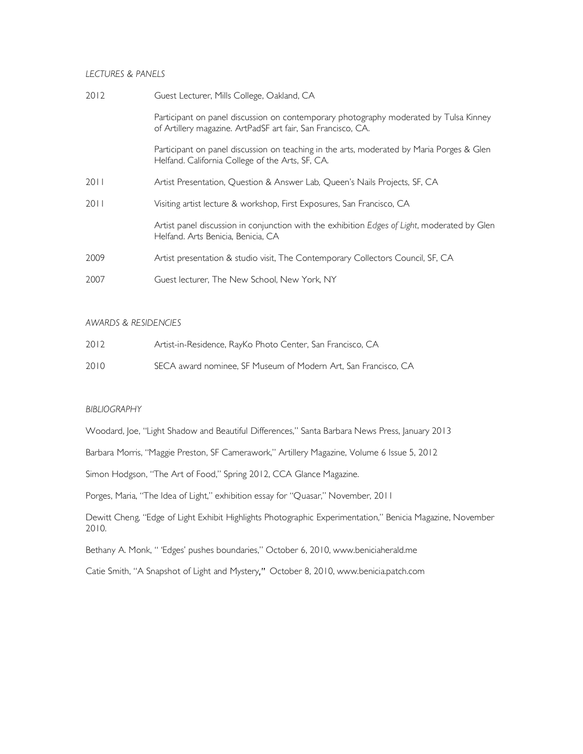*LECTURES & PANELS*

| | |
|---|---|
| 2012 | Guest Lecturer, Mills College, Oakland, CA |
| | Participant on panel discussion on contemporary photography moderated by Tulsa Kinney of Artillery magazine. ArtPadSF art fair, San Francisco, CA. |
| | Participant on panel discussion on teaching in the arts, moderated by Maria Porges & Glen Helfand. California College of the Arts, SF, CA. |
| 2011 | Artist Presentation, Question & Answer Lab, Queen's Nails Projects, SF, CA |
| 2011 | Visiting artist lecture & workshop, First Exposures, San Francisco, CA |
| | Artist panel discussion in conjunction with the exhibition *Edges of Light*, moderated by Glen Helfand. Arts Benicia, Benicia, CA |
| 2009 | Artist presentation & studio visit, The Contemporary Collectors Council, SF, CA |
| 2007 | Guest lecturer, The New School, New York, NY |

*AWARDS & RESIDENCIES*

| | |
|---|---|
| 2012 | Artist-in-Residence, RayKo Photo Center, San Francisco, CA |
| 2010 | SECA award nominee, SF Museum of Modern Art, San Francisco, CA |

*BIBLIOGRAPHY*

Woodard, Joe, "Light Shadow and Beautiful Differences," Santa Barbara News Press, January 2013

Barbara Morris, "Maggie Preston, SF Camerawork," Artillery Magazine, Volume 6 Issue 5, 2012

Simon Hodgson, "The Art of Food," Spring 2012, CCA Glance Magazine.

Porges, Maria, "The Idea of Light," exhibition essay for "Quasar," November, 2011

Dewitt Cheng, "Edge of Light Exhibit Highlights Photographic Experimentation," Benicia Magazine, November 2010.

Bethany A. Monk, " 'Edges' pushes boundaries," October 6, 2010, www.beniciaherald.me

Catie Smith, "A Snapshot of Light and Mystery," October 8, 2010, www.benicia.patch.com